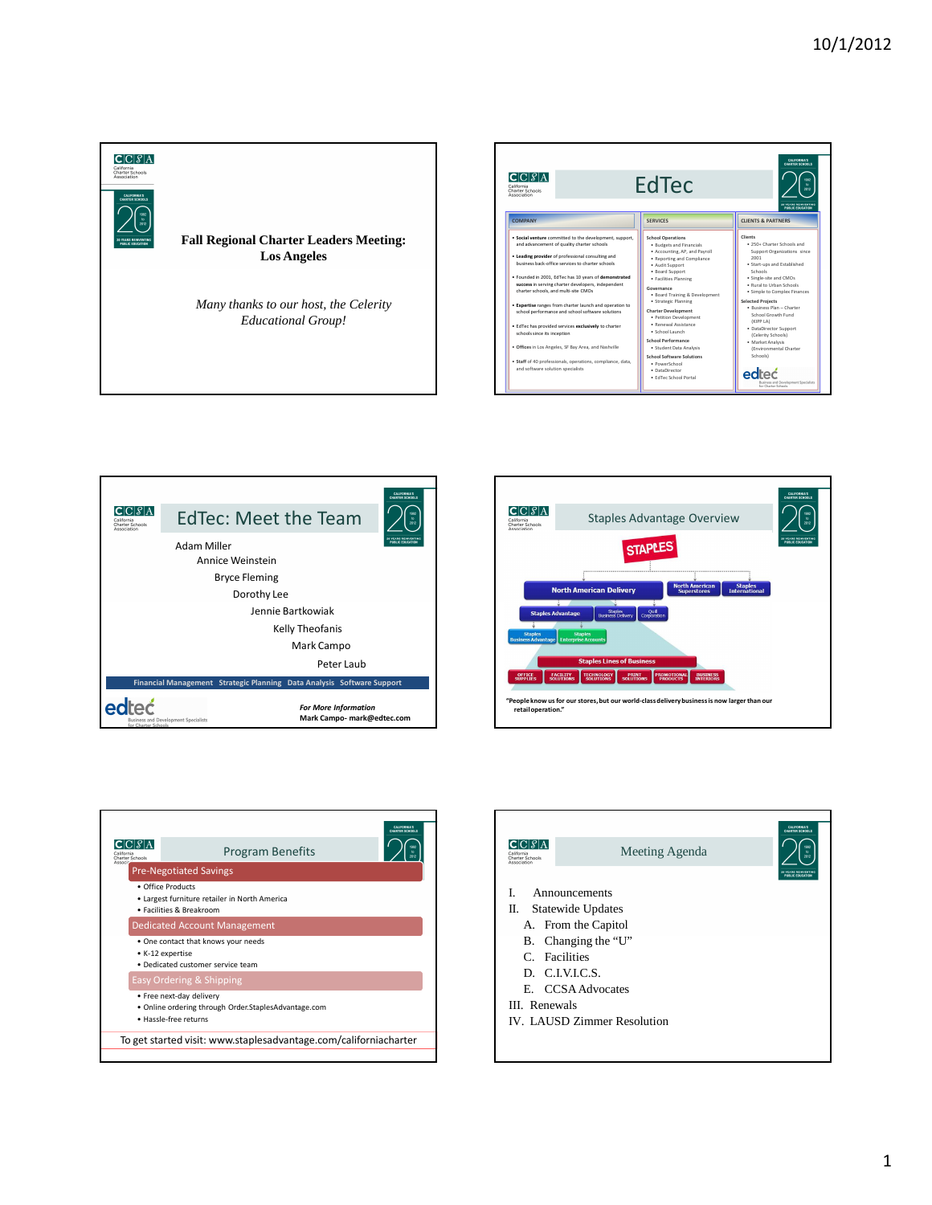## Fall Regional Charter Leaders Meeting: Los Angeles

*Many thanks to our host, the Celerity Educational Group!*

---

## EdTec

**COMPANY**

- **Social venture** committed to the development, support, and advancement of quality charter schools
- **Leading provider** of professional consulting and business back-office services to charter schools
- Founded in 2001, EdTec has 10 years of **demonstrated success** in serving charter developers, independent charter schools, and multi-site CMOs
- **Expertise** ranges from charter launch and operation to school performance and school software solutions
- EdTec has provided services **exclusively** to charter schools since its inception
- **Offices** in Los Angeles, SF Bay Area, and Nashville
- **Staff** of 40 professionals, operations, compliance, data, and software solution specialists

**SERVICES**

School Operations
- Budgets and Financials
- Accounting, AP, and Payroll
- Reporting and Compliance
- Audit Support
- Board Support
- Facilities Planning

Governance
- Board Training & Development
- Strategic Planning

Charter Development
- Petition Development
- Renewal Assistance
- School Launch

School Performance
- Student Data Analysis

School Software Solutions
- PowerSchool
- DataDirector
- EdTec School Portal

**CLIENTS & PARTNERS**

Clients
- 250+ Charter Schools and Support Organizations since 2001
- Start-ups and Established Schools
- Single-site and CMOs
- Rural to Urban Schools
- Simple to Complex Finances

Selected Projects
- Business Plan – Charter School Growth Fund (KIPP LA)
- DataDirector Support (Celerity Schools)
- Market Analysis (Environmental Charter Schools)

edtec — Business and Development Specialists for Charter Schools

---

## EdTec: Meet the Team

Adam Miller
Annice Weinstein
Bryce Fleming
Dorothy Lee
Jennie Bartkowiak
Kelly Theofanis
Mark Campo
Peter Laub

Financial Management | Strategic Planning | Data Analysis | Software Support

edtec — Business and Development Specialists for Charter Schools

*For More Information*
**Mark Campo- mark@edtec.com**

---

## Staples Advantage Overview

STAPLES

- North American Delivery
  - Staples Advantage
    - Staples Business Advantage
    - Staples Enterprise Accounts
  - Staples Business Delivery
  - Quill Corporation
- North American Superstores
- Staples International

Staples Lines of Business: Office Supplies | Facility Solutions | Technology Solutions | Print Solutions | Promotional Products | Business Interiors

**"People know us for our stores, but our world-class delivery business is now larger than our retail operation."**

---

## Program Benefits

**Pre-Negotiated Savings**
- Office Products
- Largest furniture retailer in North America
- Facilities & Breakroom

**Dedicated Account Management**
- One contact that knows your needs
- K-12 expertise
- Dedicated customer service team

**Easy Ordering & Shipping**
- Free next-day delivery
- Online ordering through Order.StaplesAdvantage.com
- Hassle-free returns

To get started visit: www.staplesadvantage.com/californiacharter

---

## Meeting Agenda

I. Announcements
II. Statewide Updates
   A. From the Capitol
   B. Changing the "U"
   C. Facilities
   D. C.I.V.I.C.S.
   E. CCSA Advocates
III. Renewals
IV. LAUSD Zimmer Resolution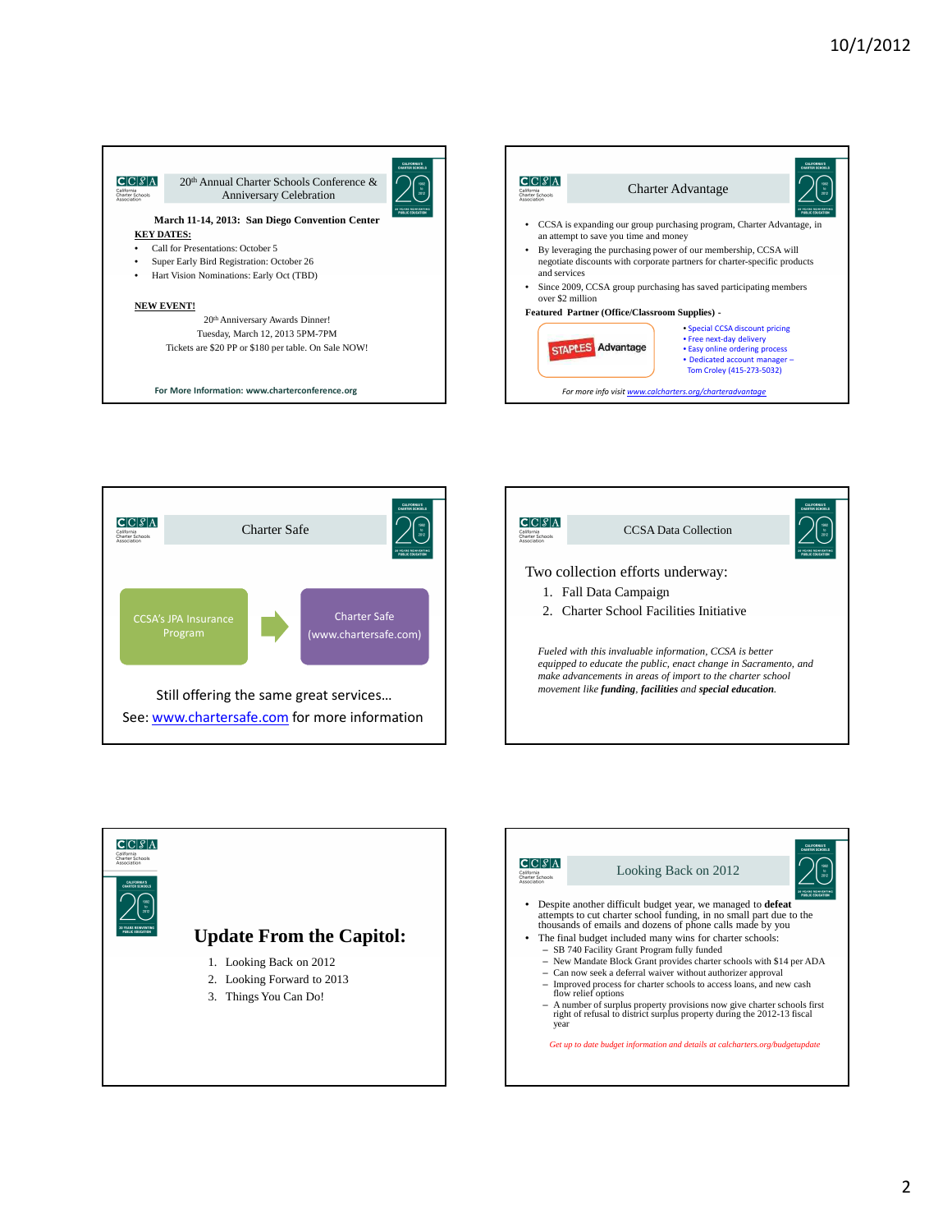## 20th Annual Charter Schools Conference & Anniversary Celebration

**March 11-14, 2013: San Diego Convention Center**

**KEY DATES:**

- Call for Presentations: October 5
- Super Early Bird Registration: October 26
- Hart Vision Nominations: Early Oct (TBD)

**NEW EVENT!**

20th Anniversary Awards Dinner!
Tuesday, March 12, 2013 5PM-7PM
Tickets are $20 PP or $180 per table. On Sale NOW!

For More Information: www.charterconference.org

## Charter Advantage

- CCSA is expanding our group purchasing program, Charter Advantage, in an attempt to save you time and money
- By leveraging the purchasing power of our membership, CCSA will negotiate discounts with corporate partners for charter-specific products and services
- Since 2009, CCSA group purchasing has saved participating members over $2 million

**Featured Partner (Office/Classroom Supplies) -**

STAPLES Advantage

- Special CCSA discount pricing
- Free next-day delivery
- Easy online ordering process
- Dedicated account manager – Tom Croley (415-273-5032)

*For more info visit www.calcharters.org/charteradvantage*

## Charter Safe

CCSA's JPA Insurance Program → Charter Safe (www.chartersafe.com)

Still offering the same great services…

See: www.chartersafe.com for more information

## CCSA Data Collection

Two collection efforts underway:

1. Fall Data Campaign
2. Charter School Facilities Initiative

*Fueled with this invaluable information, CCSA is better equipped to educate the public, enact change in Sacramento, and make advancements in areas of import to the charter school movement like **funding**, **facilities** and **special education**.*

## Update From the Capitol:

1. Looking Back on 2012
2. Looking Forward to 2013
3. Things You Can Do!

## Looking Back on 2012

- Despite another difficult budget year, we managed to **defeat** attempts to cut charter school funding, in no small part due to the thousands of emails and dozens of phone calls made by you
- The final budget included many wins for charter schools:
  - SB 740 Facility Grant Program fully funded
  - New Mandate Block Grant provides charter schools with $14 per ADA
  - Can now seek a deferral waiver without authorizer approval
  - Improved process for charter schools to access loans, and new cash flow relief options
  - A number of surplus property provisions now give charter schools first right of refusal to district surplus property during the 2012-13 fiscal year

*Get up to date budget information and details at calcharters.org/budgetupdate*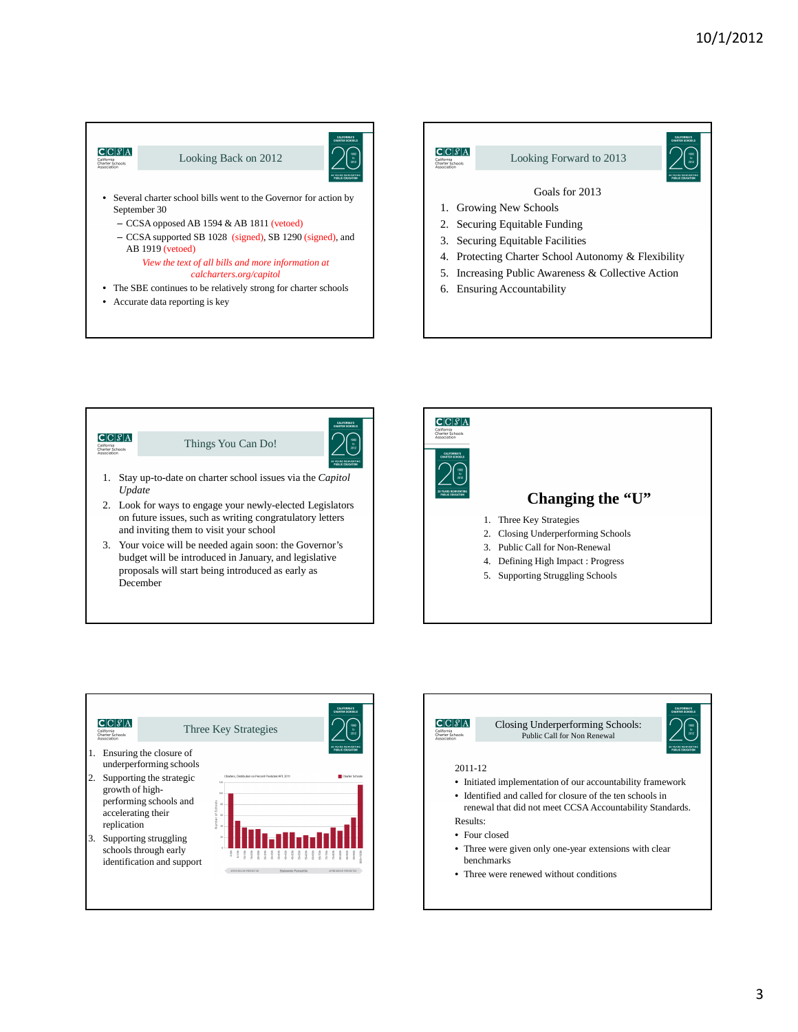## Looking Back on 2012

- Several charter school bills went to the Governor for action by September 30
  - CCSA opposed AB 1594 & AB 1811 (vetoed)
  - CCSA supported SB 1028 (signed), SB 1290 (signed), and AB 1919 (vetoed)

  *View the text of all bills and more information at calcharters.org/capitol*
- The SBE continues to be relatively strong for charter schools
- Accurate data reporting is key

## Looking Forward to 2013

Goals for 2013

1. Growing New Schools
2. Securing Equitable Funding
3. Securing Equitable Facilities
4. Protecting Charter School Autonomy & Flexibility
5. Increasing Public Awareness & Collective Action
6. Ensuring Accountability

## Things You Can Do!

1. Stay up-to-date on charter school issues via the *Capitol Update*
2. Look for ways to engage your newly-elected Legislators on future issues, such as writing congratulatory letters and inviting them to visit your school
3. Your voice will be needed again soon: the Governor's budget will be introduced in January, and legislative proposals will start being introduced as early as December

## Changing the "U"

1. Three Key Strategies
2. Closing Underperforming Schools
3. Public Call for Non-Renewal
4. Defining High Impact : Progress
5. Supporting Struggling Schools

## Three Key Strategies

1. Ensuring the closure of underperforming schools
2. Supporting the strategic growth of high-performing schools and accelerating their replication
3. Supporting struggling schools through early identification and support

## Closing Underperforming Schools: Public Call for Non Renewal

2011-12

- Initiated implementation of our accountability framework
- Identified and called for closure of the ten schools in renewal that did not meet CCSA Accountability Standards.

Results:

- Four closed
- Three were given only one-year extensions with clear benchmarks
- Three were renewed without conditions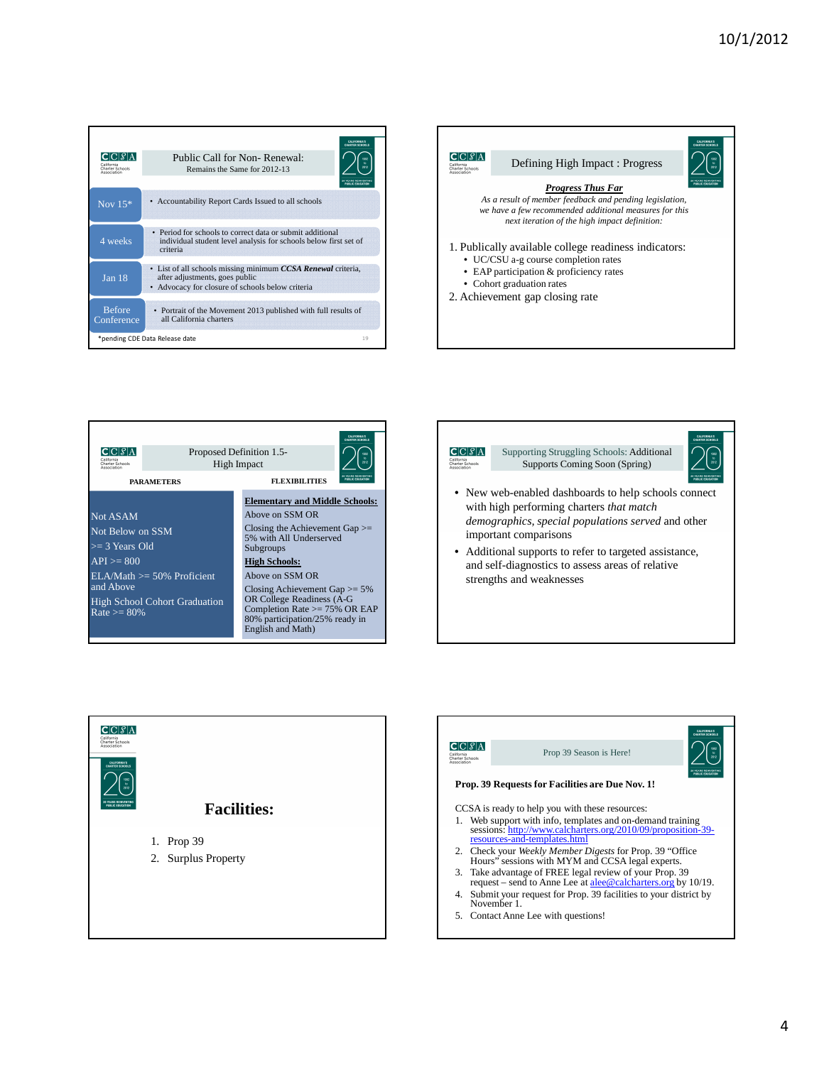## Public Call for Non- Renewal:

Remains the Same for 2012-13

| | |
|---|---|
| Nov 15* | • Accountability Report Cards Issued to all schools |
| 4 weeks | • Period for schools to correct data or submit additional individual student level analysis for schools below first set of criteria |
| Jan 18 | • List of all schools missing minimum ***CCSA Renewal*** criteria, after adjustments, goes public<br>• Advocacy for closure of schools below criteria |
| Before Conference | • Portrait of the Movement 2013 published with full results of all California charters |

*pending CDE Data Release date

## Defining High Impact : Progress

***Progress Thus Far***

*As a result of member feedback and pending legislation, we have a few recommended additional measures for this next iteration of the high impact definition:*

1. Publically available college readiness indicators:
   - UC/CSU a-g course completion rates
   - EAP participation & proficiency rates
   - Cohort graduation rates
2. Achievement gap closing rate

## Proposed Definition 1.5- High Impact

| PARAMETERS | FLEXIBILITIES |
|---|---|
| Not ASAM<br>Not Below on SSM<br>>= 3 Years Old<br>API >= 800<br>ELA/Math >= 50% Proficient and Above<br>High School Cohort Graduation Rate >= 80% | **Elementary and Middle Schools:**<br>Above on SSM OR<br>Closing the Achievement Gap >= 5% with All Underserved Subgroups<br>**High Schools:**<br>Above on SSM OR<br>Closing Achievement Gap >= 5% OR College Readiness (A-G Completion Rate >= 75% OR EAP 80% participation/25% ready in English and Math) |

## Supporting Struggling Schools: Additional Supports Coming Soon (Spring)

- New web-enabled dashboards to help schools connect with high performing charters *that match demographics, special populations served* and other important comparisons
- Additional supports to refer to targeted assistance, and self-diagnostics to assess areas of relative strengths and weaknesses

## Facilities:

1. Prop 39
2. Surplus Property

## Prop 39 Season is Here!

**Prop. 39 Requests for Facilities are Due Nov. 1!**

CCSA is ready to help you with these resources:

1. Web support with info, templates and on-demand training sessions: http://www.calcharters.org/2010/09/proposition-39-resources-and-templates.html
2. Check your *Weekly Member Digests* for Prop. 39 "Office Hours" sessions with MYM and CCSA legal experts.
3. Take advantage of FREE legal review of your Prop. 39 request – send to Anne Lee at alee@calcharters.org by 10/19.
4. Submit your request for Prop. 39 facilities to your district by November 1.
5. Contact Anne Lee with questions!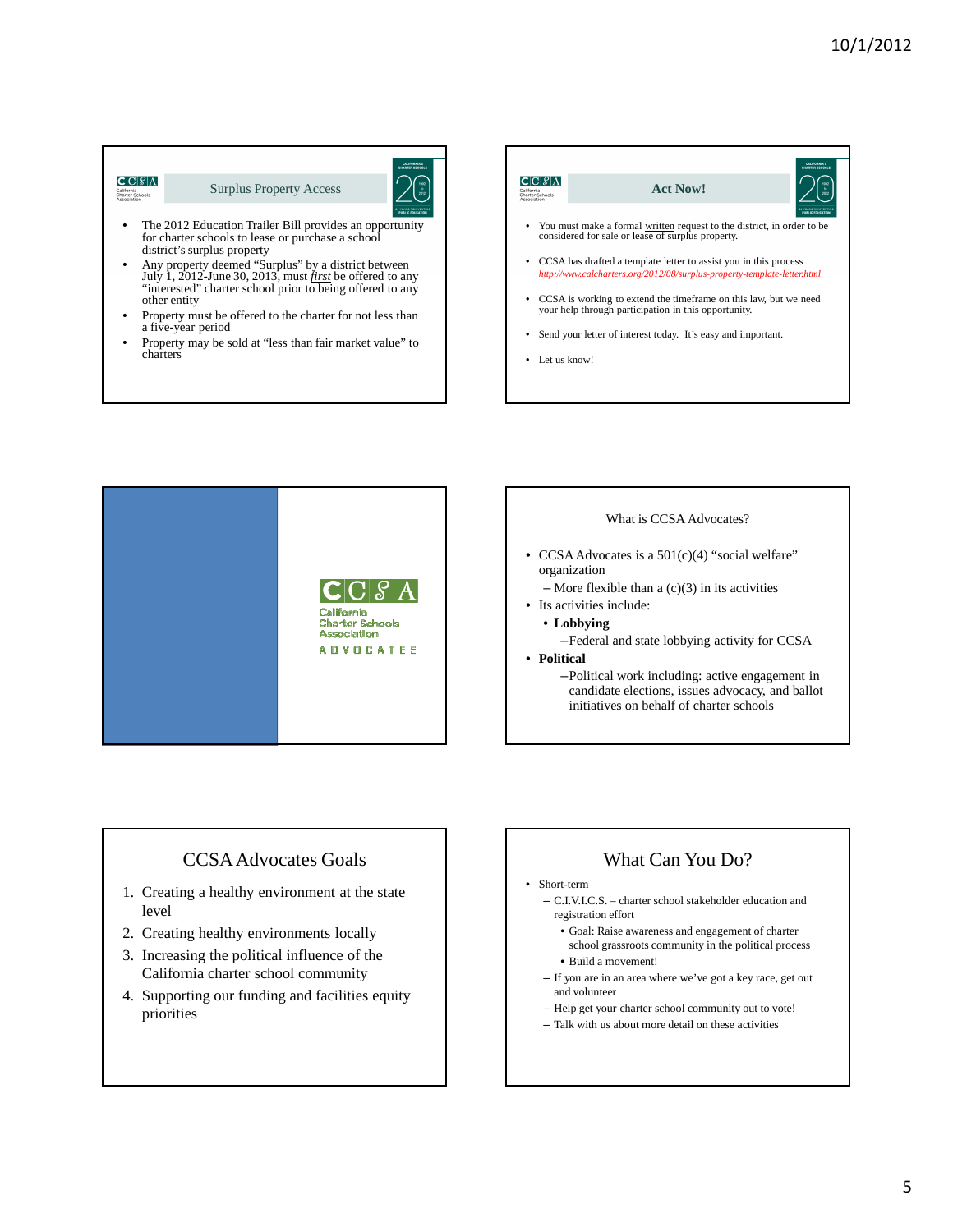## Surplus Property Access

- The 2012 Education Trailer Bill provides an opportunity for charter schools to lease or purchase a school district's surplus property
- Any property deemed "Surplus" by a district between July 1, 2012-June 30, 2013, must ***first*** be offered to any "interested" charter school prior to being offered to any other entity
- Property must be offered to the charter for not less than a five-year period
- Property may be sold at "less than fair market value" to charters

## Act Now!

- You must make a formal written request to the district, in order to be considered for sale or lease of surplus property.
- CCSA has drafted a template letter to assist you in this process *http://www.calcharters.org/2012/08/surplus-property-template-letter.html*
- CCSA is working to extend the timeframe on this law, but we need your help through participation in this opportunity.
- Send your letter of interest today. It's easy and important.
- Let us know!

CCSA California Charter Schools Association ADVOCATES

## What is CCSA Advocates?

- CCSA Advocates is a 501(c)(4) "social welfare" organization
  - More flexible than a (c)(3) in its activities
- Its activities include:
  - **Lobbying**
    - Federal and state lobbying activity for CCSA
- **Political**
  - Political work including: active engagement in candidate elections, issues advocacy, and ballot initiatives on behalf of charter schools

## CCSA Advocates Goals

1. Creating a healthy environment at the state level
2. Creating healthy environments locally
3. Increasing the political influence of the California charter school community
4. Supporting our funding and facilities equity priorities

## What Can You Do?

- Short-term
  - C.I.V.I.C.S. – charter school stakeholder education and registration effort
    - Goal: Raise awareness and engagement of charter school grassroots community in the political process
    - Build a movement!
  - If you are in an area where we've got a key race, get out and volunteer
  - Help get your charter school community out to vote!
  - Talk with us about more detail on these activities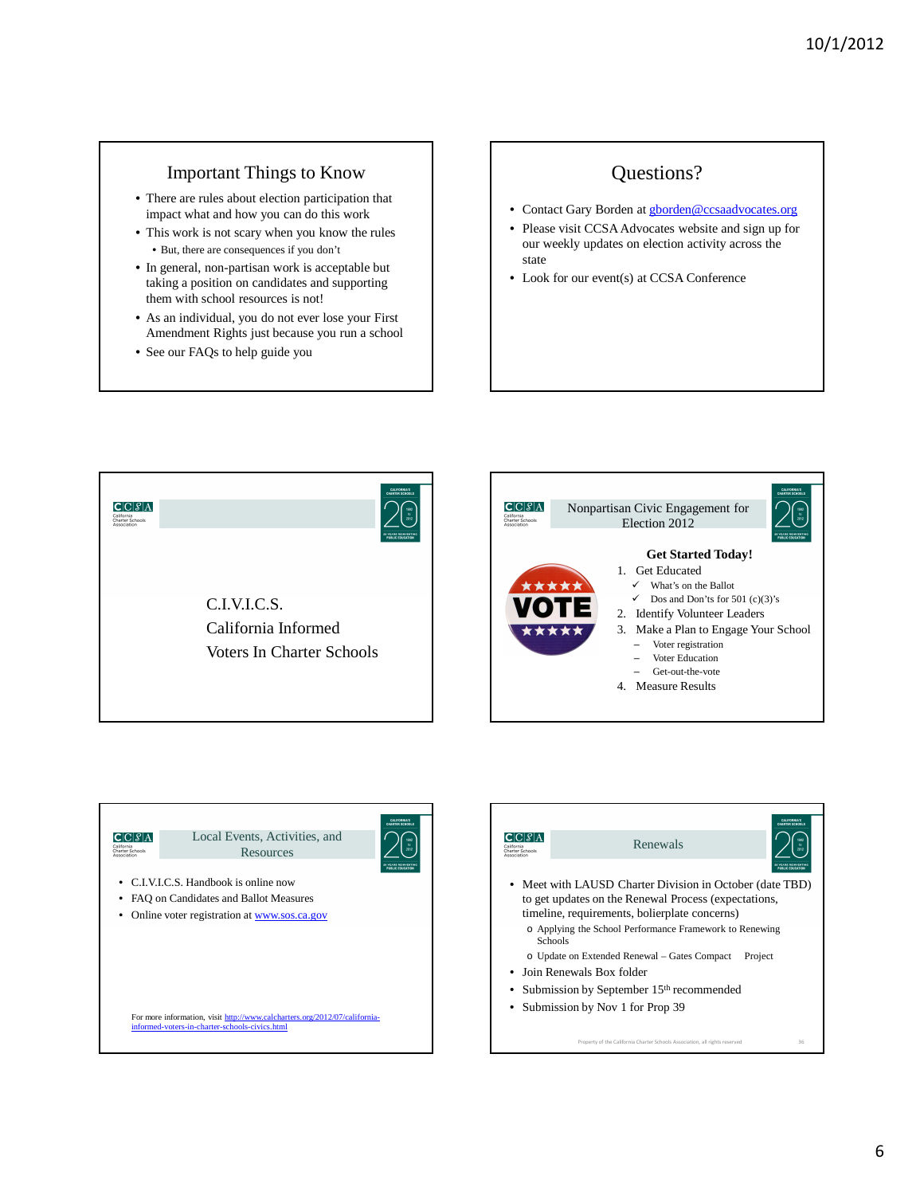## Important Things to Know

- There are rules about election participation that impact what and how you can do this work
- This work is not scary when you know the rules
  - But, there are consequences if you don't
- In general, non-partisan work is acceptable but taking a position on candidates and supporting them with school resources is not!
- As an individual, you do not ever lose your First Amendment Rights just because you run a school
- See our FAQs to help guide you

## Questions?

- Contact Gary Borden at gborden@ccsaadvocates.org
- Please visit CCSA Advocates website and sign up for our weekly updates on election activity across the state
- Look for our event(s) at CCSA Conference

## C.I.V.I.C.S.

California Informed Voters In Charter Schools

## Nonpartisan Civic Engagement for Election 2012

**Get Started Today!**

1. Get Educated
   - ✓ What's on the Ballot
   - ✓ Dos and Don'ts for 501 (c)(3)'s
2. Identify Volunteer Leaders
3. Make a Plan to Engage Your School
   - Voter registration
   - Voter Education
   - Get-out-the-vote
4. Measure Results

## Local Events, Activities, and Resources

- C.I.V.I.C.S. Handbook is online now
- FAQ on Candidates and Ballot Measures
- Online voter registration at www.sos.ca.gov

For more information, visit http://www.calcharters.org/2012/07/california-informed-voters-in-charter-schools-civics.html

## Renewals

- Meet with LAUSD Charter Division in October (date TBD) to get updates on the Renewal Process (expectations, timeline, requirements, bolierplate concerns)
  - Applying the School Performance Framework to Renewing Schools
  - Update on Extended Renewal – Gates Compact Project
- Join Renewals Box folder
- Submission by September 15th recommended
- Submission by Nov 1 for Prop 39

Property of the California Charter Schools Association, all rights reserved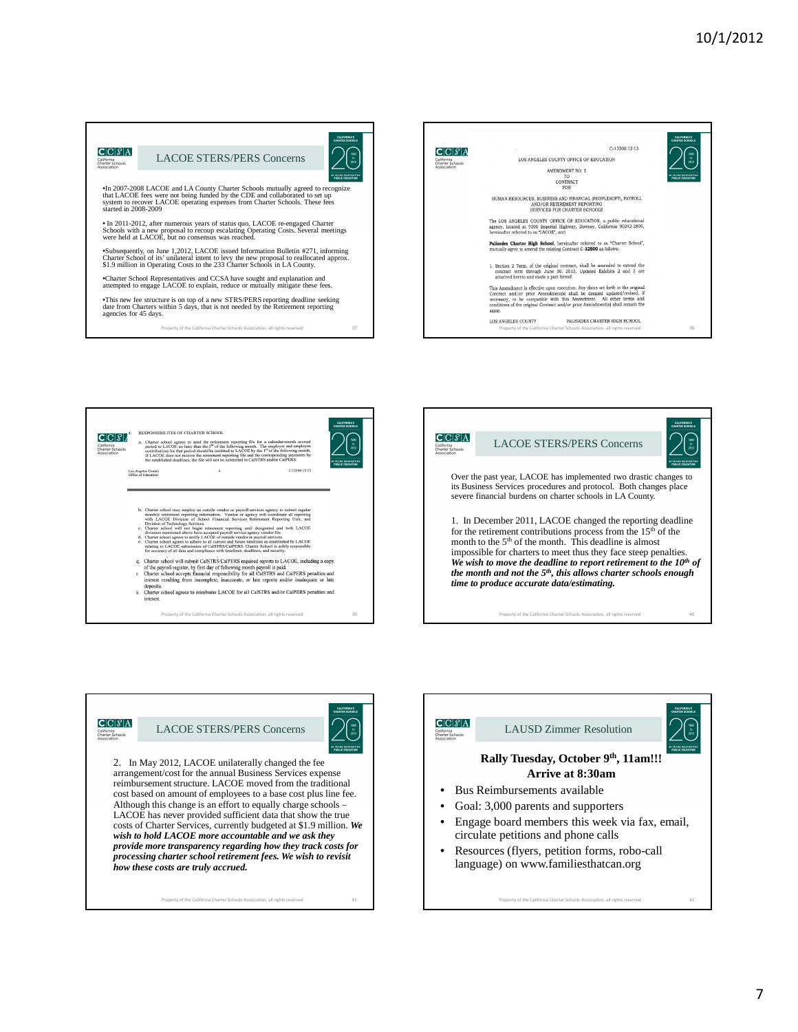## LACOE STERS/PERS Concerns

- In 2007-2008 LACOE and LA County Charter Schools mutually agreed to recognize that LACOE fees were not being funded by the CDE and collaborated to set up system to recover LACOE operating expenses from Charter Schools. These fees started in 2008-2009
- In 2011-2012, after numerous years of status quo, LACOE re-engaged Charter Schools with a new proposal to recoup escalating Operating Costs. Several meetings were held at LACOE, but no consensus was reached.
- Subsequently, on June 1,2012, LACOE issued Information Bulletin #271, informing Charter School of its' unilateral intent to levy the new proposal to reallocated approx. $1.9 million in Operating Costs to the 233 Charter Schools in LA County.
- Charter School Representatives and CCSA have sought and explanation and attempted to engage LACOE to explain, reduce or mutually mitigate these fees.
- This new fee structure is on top of a new STRS/PERS reporting deadline seeking date from Charters within 5 days, that is not needed by the Retirement reporting agencies for 45 days.

---

C-12500:12:13

LOS ANGELES COUNTY OFFICE OF EDUCATION

AMENDMENT NO. 1
TO
CONTRACT
FOR

HUMAN RESOURCES, BUSINESS AND FINANCIAL (PEOPLESOFT), PAYROLL AND/OR RETIREMENT REPORTING SERVICES FOR CHARTER SCHOOLS

The LOS ANGELES COUNTY OFFICE OF EDUCATION, a public educational agency, located at 9300 Imperial Highway, Downey, California 90242-2890, hereinafter referred to as "LACOE", and

**Palisades Charter High School**, hereinafter referred to as "Charter School", mutually agree to amend the existing Contract C-**12500** as follows:

1. Section 2 Term, of the original contract, shall be amended to extend the contract term through June 30, 2013. Updated Exhibits 2 and 3 are attached hereto and made a part hereof.

This Amendment is effective upon execution. Any dates set forth in the original Contract and/or prior Amendment(s) shall be deemed updated/revised, if necessary, to be compatible with this Amendment. All other terms and conditions of the original Contract and/or prior Amendment(s) shall remain the same.

LOS ANGELES COUNTY PALISADES CHARTER HIGH SCHOOL

---

4. RESPONSIBILITIES OF CHARTER SCHOOL

a. Charter school agrees to send the retirement reporting file for a calendar-month accrual period to LACOE no later than the 5th of the following month. The employer and employee contributions for that period should be remitted to LACOE by the 1st of the following month. If LACOE does not receive the retirement reporting file and the corresponding payments by the established deadlines, the file will not be submitted to CalSTRS and/or CalPERS.

Los Angeles County Office of Education 3 C-12500:12:13

b. Charter school may employ an outside vendor or payroll services agency to submit regular monthly retirement reporting information. Vendor or agency will coordinate all reporting with LACOE Division of School Financial Services Retirement Reporting Unit, and Division of Technology Services.
c. Charter school will not begin retirement reporting until designated and both LACOE divisions mentioned above have accepted payroll service agency vendor file.
d. Charter school agrees to notify LACOE of outside vendor or payroll services.
e. Charter school agrees to adhere to all current and future timelines as established by LACOE relating to LACOE submission of CalSTRS/CalPERS. Charter School is solely responsible for accuracy of all data and compliance with timelines, deadlines, and security.

q. Charter school will submit CalSTRS/CalPERS required reports to LACOE, including a copy of the payroll register, by first day of following month payroll is paid.
r. Charter school accepts financial responsibility for all CalSTRS and CalPERS penalties and interest resulting from incomplete, inaccurate, or late reports and/or inadequate or late deposits.
s. Charter school agrees to reimburse LACOE for all CalSTRS and/or CalPERS penalties and interest.

---

## LACOE STERS/PERS Concerns

Over the past year, LACOE has implemented two drastic changes to its Business Services procedures and protocol. Both changes place severe financial burdens on charter schools in LA County.

1. In December 2011, LACOE changed the reporting deadline for the retirement contributions process from the 15th of the month to the 5th of the month. This deadline is almost impossible for charters to meet thus they face steep penalties. ***We wish to move the deadline to report retirement to the 10th of the month and not the 5th, this allows charter schools enough time to produce accurate data/estimating.***

---

## LACOE STERS/PERS Concerns

2. In May 2012, LACOE unilaterally changed the fee arrangement/cost for the annual Business Services expense reimbursement structure. LACOE moved from the traditional cost based on amount of employees to a base cost plus line fee. Although this change is an effort to equally charge schools – LACOE has never provided sufficient data that show the true costs of Charter Services, currently budgeted at $1.9 million. ***We wish to hold LACOE more accountable and we ask they provide more transparency regarding how they track costs for processing charter school retirement fees. We wish to revisit how these costs are truly accrued.***

---

## LAUSD Zimmer Resolution

**Rally Tuesday, October 9th, 11am!!!**
**Arrive at 8:30am**

- Bus Reimbursements available
- Goal: 3,000 parents and supporters
- Engage board members this week via fax, email, circulate petitions and phone calls
- Resources (flyers, petition forms, robo-call language) on www.familiesthatcan.org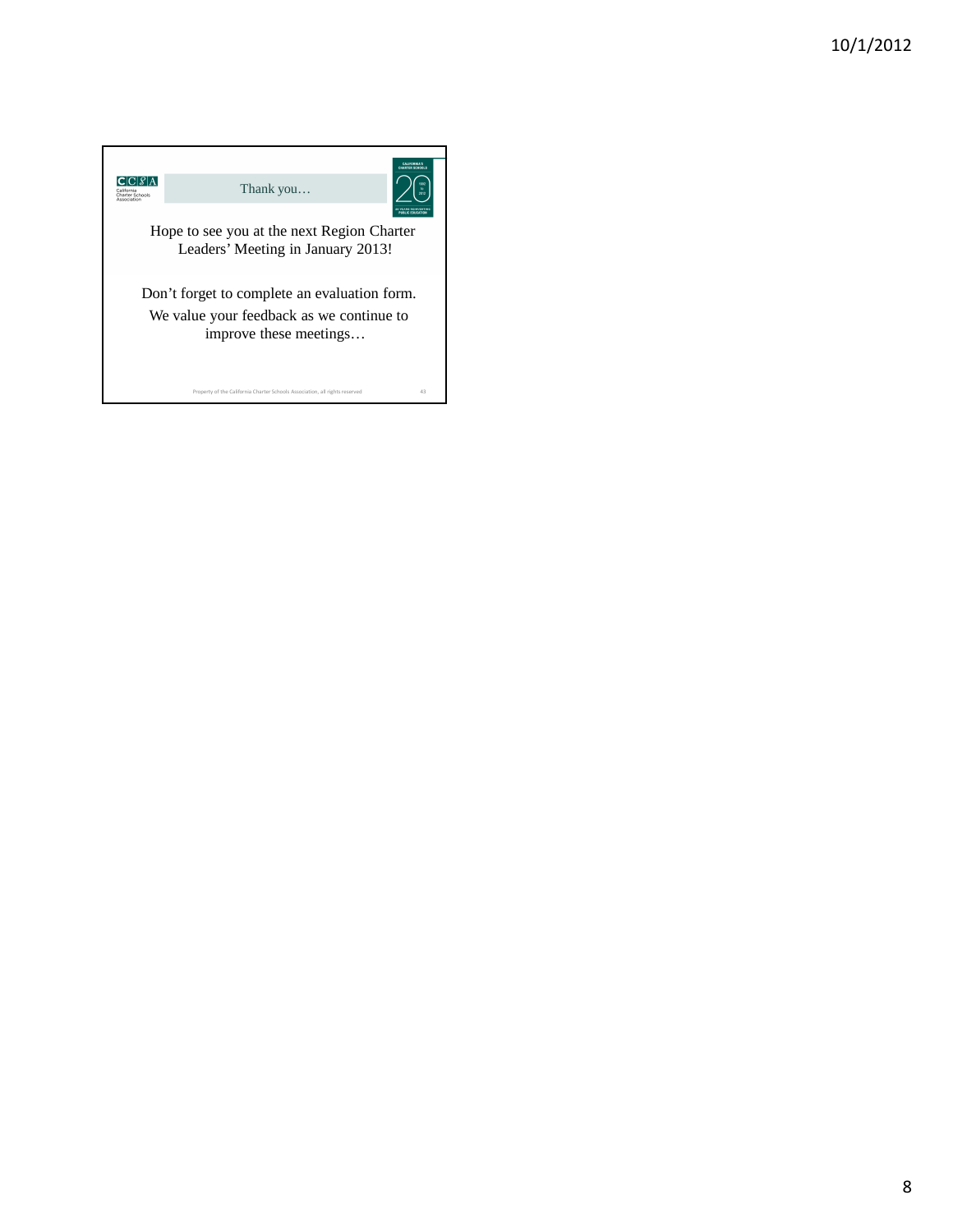## Thank you…

Hope to see you at the next Region Charter Leaders' Meeting in January 2013!

Don't forget to complete an evaluation form.

We value your feedback as we continue to improve these meetings…

Property of the California Charter Schools Association, all rights reserved